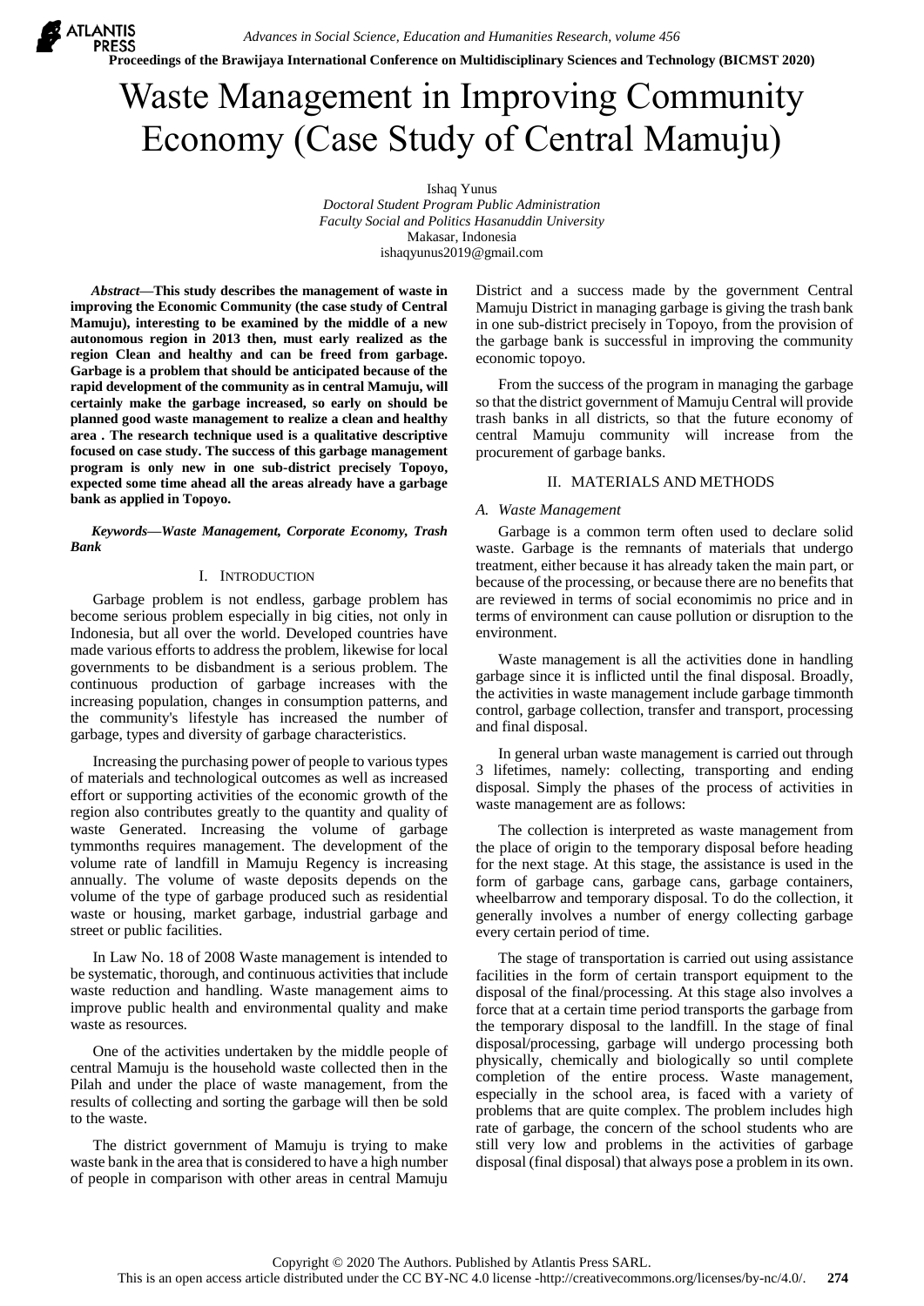# Waste Management in Improving Community Economy (Case Study of Central Mamuju)

Ishaq Yunus
*Doctoral Student Program Public Administration*
*Faculty Social and Politics Hasanuddin University*
Makasar, Indonesia
ishaqyunus2019@gmail.com

***Abstract*—This study describes the management of waste in improving the Economic Community (the case study of Central Mamuju), interesting to be examined by the middle of a new autonomous region in 2013 then, must early realized as the region Clean and healthy and can be freed from garbage. Garbage is a problem that should be anticipated because of the rapid development of the community as in central Mamuju, will certainly make the garbage increased, so early on should be planned good waste management to realize a clean and healthy area . The research technique used is a qualitative descriptive focused on case study. The success of this garbage management program is only new in one sub-district precisely Topoyo, expected some time ahead all the areas already have a garbage bank as applied in Topoyo.**

***Keywords—Waste Management, Corporate Economy, Trash Bank***

## I. Introduction

Garbage problem is not endless, garbage problem has become serious problem especially in big cities, not only in Indonesia, but all over the world. Developed countries have made various efforts to address the problem, likewise for local governments to be disbandment is a serious problem. The continuous production of garbage increases with the increasing population, changes in consumption patterns, and the community's lifestyle has increased the number of garbage, types and diversity of garbage characteristics.

Increasing the purchasing power of people to various types of materials and technological outcomes as well as increased effort or supporting activities of the economic growth of the region also contributes greatly to the quantity and quality of waste Generated. Increasing the volume of garbage tymmonths requires management. The development of the volume rate of landfill in Mamuju Regency is increasing annually. The volume of waste deposits depends on the volume of the type of garbage produced such as residential waste or housing, market garbage, industrial garbage and street or public facilities.

In Law No. 18 of 2008 Waste management is intended to be systematic, thorough, and continuous activities that include waste reduction and handling. Waste management aims to improve public health and environmental quality and make waste as resources.

One of the activities undertaken by the middle people of central Mamuju is the household waste collected then in the Pilah and under the place of waste management, from the results of collecting and sorting the garbage will then be sold to the waste.

The district government of Mamuju is trying to make waste bank in the area that is considered to have a high number of people in comparison with other areas in central Mamuju District and a success made by the government Central Mamuju District in managing garbage is giving the trash bank in one sub-district precisely in Topoyo, from the provision of the garbage bank is successful in improving the community economic topoyo.

From the success of the program in managing the garbage so that the district government of Mamuju Central will provide trash banks in all districts, so that the future economy of central Mamuju community will increase from the procurement of garbage banks.

## II. Materials and Methods

### *A. Waste Management*

Garbage is a common term often used to declare solid waste. Garbage is the remnants of materials that undergo treatment, either because it has already taken the main part, or because of the processing, or because there are no benefits that are reviewed in terms of social economimis no price and in terms of environment can cause pollution or disruption to the environment.

Waste management is all the activities done in handling garbage since it is inflicted until the final disposal. Broadly, the activities in waste management include garbage timmonth control, garbage collection, transfer and transport, processing and final disposal.

In general urban waste management is carried out through 3 lifetimes, namely: collecting, transporting and ending disposal. Simply the phases of the process of activities in waste management are as follows:

The collection is interpreted as waste management from the place of origin to the temporary disposal before heading for the next stage. At this stage, the assistance is used in the form of garbage cans, garbage cans, garbage containers, wheelbarrow and temporary disposal. To do the collection, it generally involves a number of energy collecting garbage every certain period of time.

The stage of transportation is carried out using assistance facilities in the form of certain transport equipment to the disposal of the final/processing. At this stage also involves a force that at a certain time period transports the garbage from the temporary disposal to the landfill. In the stage of final disposal/processing, garbage will undergo processing both physically, chemically and biologically so until complete completion of the entire process. Waste management, especially in the school area, is faced with a variety of problems that are quite complex. The problem includes high rate of garbage, the concern of the school students who are still very low and problems in the activities of garbage disposal (final disposal) that always pose a problem in its own.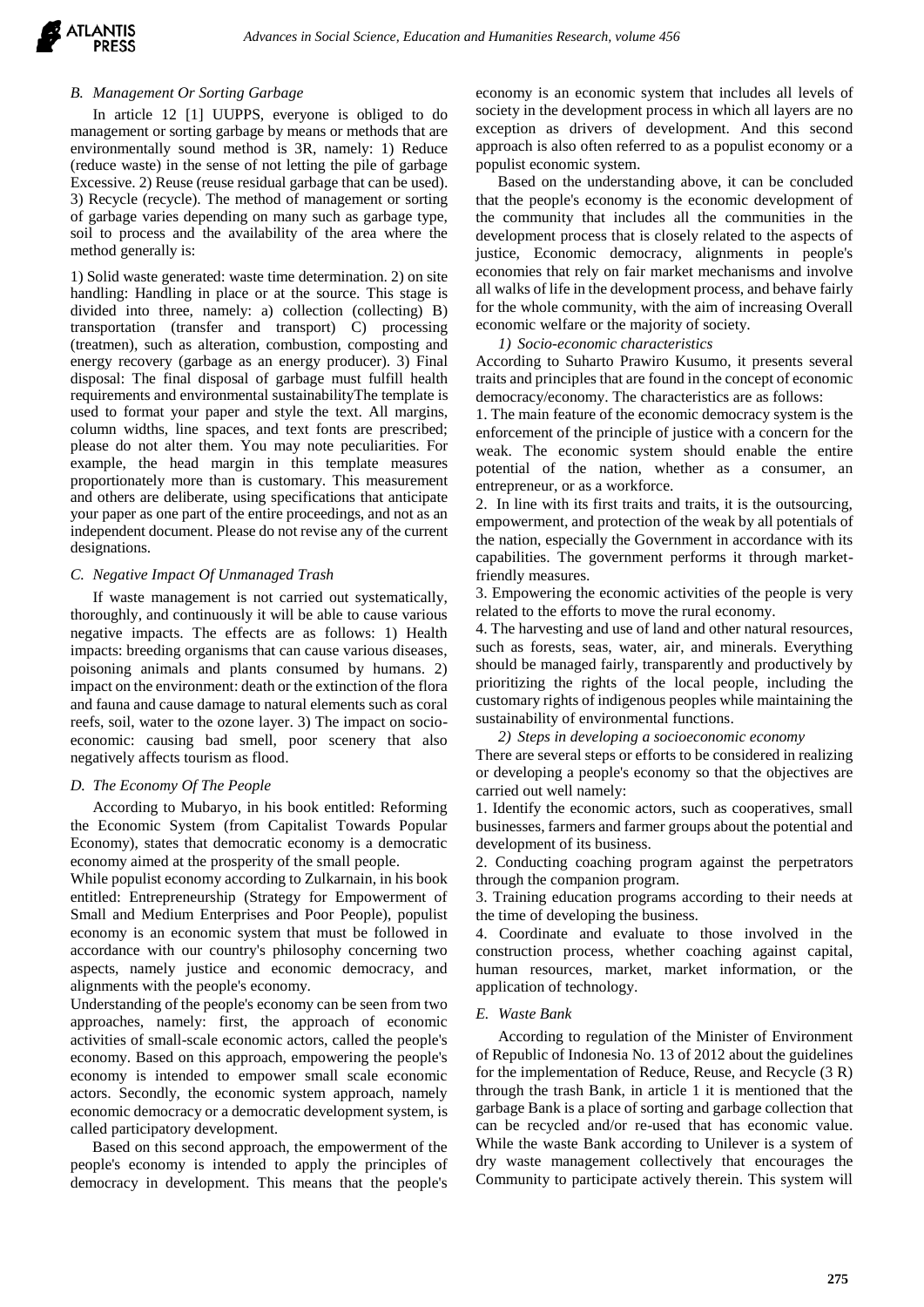### *B. Management Or Sorting Garbage*

In article 12 [1] UUPPS, everyone is obliged to do management or sorting garbage by means or methods that are environmentally sound method is 3R, namely: 1) Reduce (reduce waste) in the sense of not letting the pile of garbage Excessive. 2) Reuse (reuse residual garbage that can be used). 3) Recycle (recycle). The method of management or sorting of garbage varies depending on many such as garbage type, soil to process and the availability of the area where the method generally is:

1) Solid waste generated: waste time determination. 2) on site handling: Handling in place or at the source. This stage is divided into three, namely: a) collection (collecting) B) transportation (transfer and transport) C) processing (treatmen), such as alteration, combustion, composting and energy recovery (garbage as an energy producer). 3) Final disposal: The final disposal of garbage must fulfill health requirements and environmental sustainabilityThe template is used to format your paper and style the text. All margins, column widths, line spaces, and text fonts are prescribed; please do not alter them. You may note peculiarities. For example, the head margin in this template measures proportionately more than is customary. This measurement and others are deliberate, using specifications that anticipate your paper as one part of the entire proceedings, and not as an independent document. Please do not revise any of the current designations.

### *C. Negative Impact Of Unmanaged Trash*

If waste management is not carried out systematically, thoroughly, and continuously it will be able to cause various negative impacts. The effects are as follows: 1) Health impacts: breeding organisms that can cause various diseases, poisoning animals and plants consumed by humans. 2) impact on the environment: death or the extinction of the flora and fauna and cause damage to natural elements such as coral reefs, soil, water to the ozone layer. 3) The impact on socio-economic: causing bad smell, poor scenery that also negatively affects tourism as flood.

### *D. The Economy Of The People*

According to Mubaryo, in his book entitled: Reforming the Economic System (from Capitalist Towards Popular Economy), states that democratic economy is a democratic economy aimed at the prosperity of the small people.

While populist economy according to Zulkarnain, in his book entitled: Entrepreneurship (Strategy for Empowerment of Small and Medium Enterprises and Poor People), populist economy is an economic system that must be followed in accordance with our country's philosophy concerning two aspects, namely justice and economic democracy, and alignments with the people's economy.

Understanding of the people's economy can be seen from two approaches, namely: first, the approach of economic activities of small-scale economic actors, called the people's economy. Based on this approach, empowering the people's economy is intended to empower small scale economic actors. Secondly, the economic system approach, namely economic democracy or a democratic development system, is called participatory development.

Based on this second approach, the empowerment of the people's economy is intended to apply the principles of democracy in development. This means that the people's economy is an economic system that includes all levels of society in the development process in which all layers are no exception as drivers of development. And this second approach is also often referred to as a populist economy or a populist economic system.

Based on the understanding above, it can be concluded that the people's economy is the economic development of the community that includes all the communities in the development process that is closely related to the aspects of justice, Economic democracy, alignments in people's economies that rely on fair market mechanisms and involve all walks of life in the development process, and behave fairly for the whole community, with the aim of increasing Overall economic welfare or the majority of society.

#### *1) Socio-economic characteristics*

According to Suharto Prawiro Kusumo, it presents several traits and principles that are found in the concept of economic democracy/economy. The characteristics are as follows:

1. The main feature of the economic democracy system is the enforcement of the principle of justice with a concern for the weak. The economic system should enable the entire potential of the nation, whether as a consumer, an entrepreneur, or as a workforce.
2. In line with its first traits and traits, it is the outsourcing, empowerment, and protection of the weak by all potentials of the nation, especially the Government in accordance with its capabilities. The government performs it through market-friendly measures.
3. Empowering the economic activities of the people is very related to the efforts to move the rural economy.
4. The harvesting and use of land and other natural resources, such as forests, seas, water, air, and minerals. Everything should be managed fairly, transparently and productively by prioritizing the rights of the local people, including the customary rights of indigenous peoples while maintaining the sustainability of environmental functions.

#### *2) Steps in developing a socioeconomic economy*

There are several steps or efforts to be considered in realizing or developing a people's economy so that the objectives are carried out well namely:

1. Identify the economic actors, such as cooperatives, small businesses, farmers and farmer groups about the potential and development of its business.
2. Conducting coaching program against the perpetrators through the companion program.
3. Training education programs according to their needs at the time of developing the business.
4. Coordinate and evaluate to those involved in the construction process, whether coaching against capital, human resources, market, market information, or the application of technology.

### *E. Waste Bank*

According to regulation of the Minister of Environment of Republic of Indonesia No. 13 of 2012 about the guidelines for the implementation of Reduce, Reuse, and Recycle (3 R) through the trash Bank, in article 1 it is mentioned that the garbage Bank is a place of sorting and garbage collection that can be recycled and/or re-used that has economic value. While the waste Bank according to Unilever is a system of dry waste management collectively that encourages the Community to participate actively therein. This system will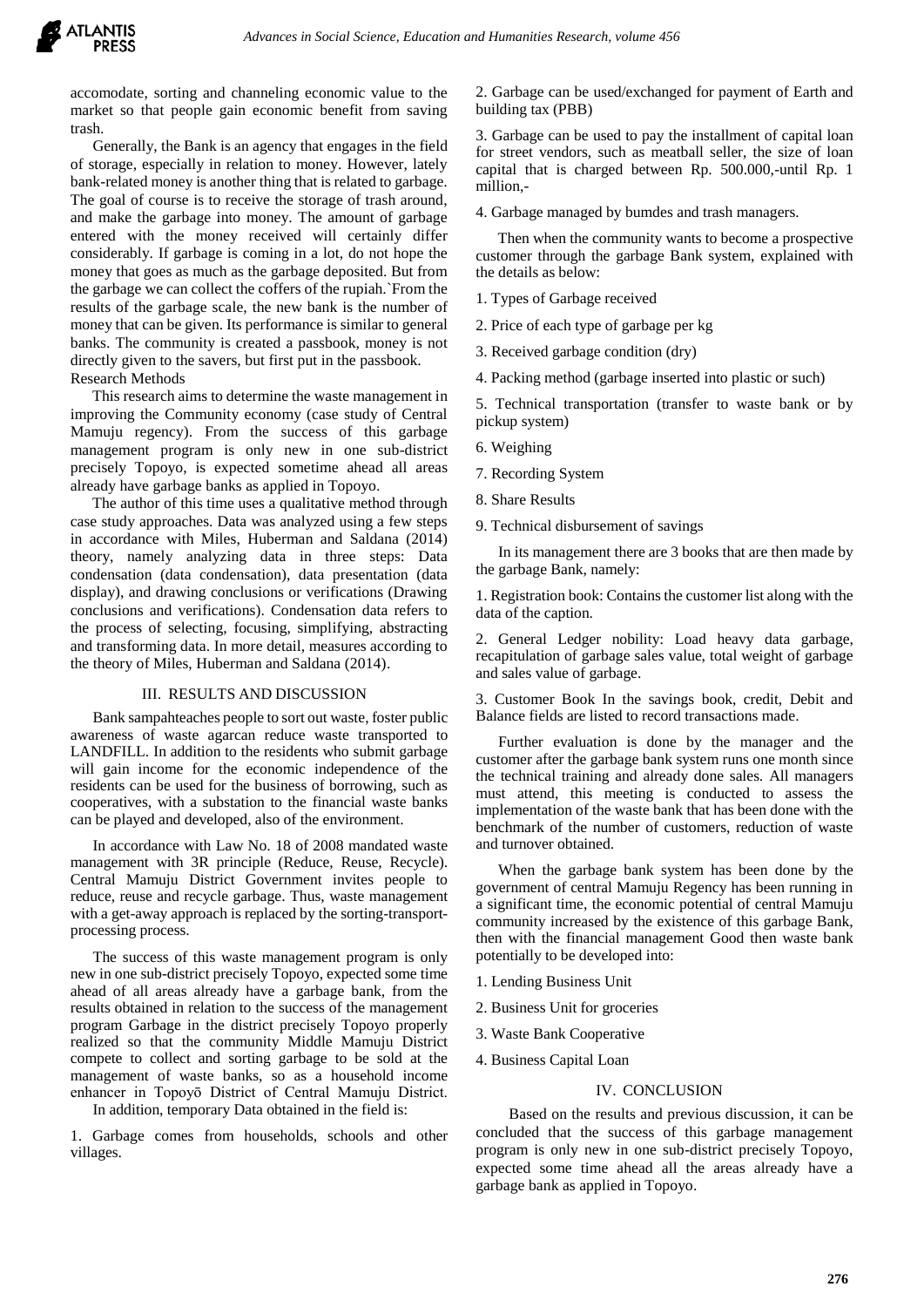accomodate, sorting and channeling economic value to the market so that people gain economic benefit from saving trash.

Generally, the Bank is an agency that engages in the field of storage, especially in relation to money. However, lately bank-related money is another thing that is related to garbage. The goal of course is to receive the storage of trash around, and make the garbage into money. The amount of garbage entered with the money received will certainly differ considerably. If garbage is coming in a lot, do not hope the money that goes as much as the garbage deposited. But from the garbage we can collect the coffers of the rupiah.`From the results of the garbage scale, the new bank is the number of money that can be given. Its performance is similar to general banks. The community is created a passbook, money is not directly given to the savers, but first put in the passbook.

Research Methods

This research aims to determine the waste management in improving the Community economy (case study of Central Mamuju regency). From the success of this garbage management program is only new in one sub-district precisely Topoyo, is expected sometime ahead all areas already have garbage banks as applied in Topoyo.

The author of this time uses a qualitative method through case study approaches. Data was analyzed using a few steps in accordance with Miles, Huberman and Saldana (2014) theory, namely analyzing data in three steps: Data condensation (data condensation), data presentation (data display), and drawing conclusions or verifications (Drawing conclusions and verifications). Condensation data refers to the process of selecting, focusing, simplifying, abstracting and transforming data. In more detail, measures according to the theory of Miles, Huberman and Saldana (2014).

## III. RESULTS AND DISCUSSION

Bank sampahteaches people to sort out waste, foster public awareness of waste agarcan reduce waste transported to LANDFILL. In addition to the residents who submit garbage will gain income for the economic independence of the residents can be used for the business of borrowing, such as cooperatives, with a substation to the financial waste banks can be played and developed, also of the environment.

In accordance with Law No. 18 of 2008 mandated waste management with 3R principle (Reduce, Reuse, Recycle). Central Mamuju District Government invites people to reduce, reuse and recycle garbage. Thus, waste management with a get-away approach is replaced by the sorting-transport-processing process.

The success of this waste management program is only new in one sub-district precisely Topoyo, expected some time ahead of all areas already have a garbage bank, from the results obtained in relation to the success of the management program Garbage in the district precisely Topoyo properly realized so that the community Middle Mamuju District compete to collect and sorting garbage to be sold at the management of waste banks, so as a household income enhancer in Topoyō District of Central Mamuju District.

In addition, temporary Data obtained in the field is:

1. Garbage comes from households, schools and other villages.

2. Garbage can be used/exchanged for payment of Earth and building tax (PBB)

3. Garbage can be used to pay the installment of capital loan for street vendors, such as meatball seller, the size of loan capital that is charged between Rp. 500.000,-until Rp. 1 million,-

4. Garbage managed by bumdes and trash managers.

Then when the community wants to become a prospective customer through the garbage Bank system, explained with the details as below:

1. Types of Garbage received

2. Price of each type of garbage per kg

3. Received garbage condition (dry)

4. Packing method (garbage inserted into plastic or such)

5. Technical transportation (transfer to waste bank or by pickup system)

6. Weighing

7. Recording System

8. Share Results

9. Technical disbursement of savings

In its management there are 3 books that are then made by the garbage Bank, namely:

1. Registration book: Contains the customer list along with the data of the caption.

2. General Ledger nobility: Load heavy data garbage, recapitulation of garbage sales value, total weight of garbage and sales value of garbage.

3. Customer Book In the savings book, credit, Debit and Balance fields are listed to record transactions made.

Further evaluation is done by the manager and the customer after the garbage bank system runs one month since the technical training and already done sales. All managers must attend, this meeting is conducted to assess the implementation of the waste bank that has been done with the benchmark of the number of customers, reduction of waste and turnover obtained.

When the garbage bank system has been done by the government of central Mamuju Regency has been running in a significant time, the economic potential of central Mamuju community increased by the existence of this garbage Bank, then with the financial management Good then waste bank potentially to be developed into:

1. Lending Business Unit

2. Business Unit for groceries

3. Waste Bank Cooperative

4. Business Capital Loan

## IV. CONCLUSION

Based on the results and previous discussion, it can be concluded that the success of this garbage management program is only new in one sub-district precisely Topoyo, expected some time ahead all the areas already have a garbage bank as applied in Topoyo.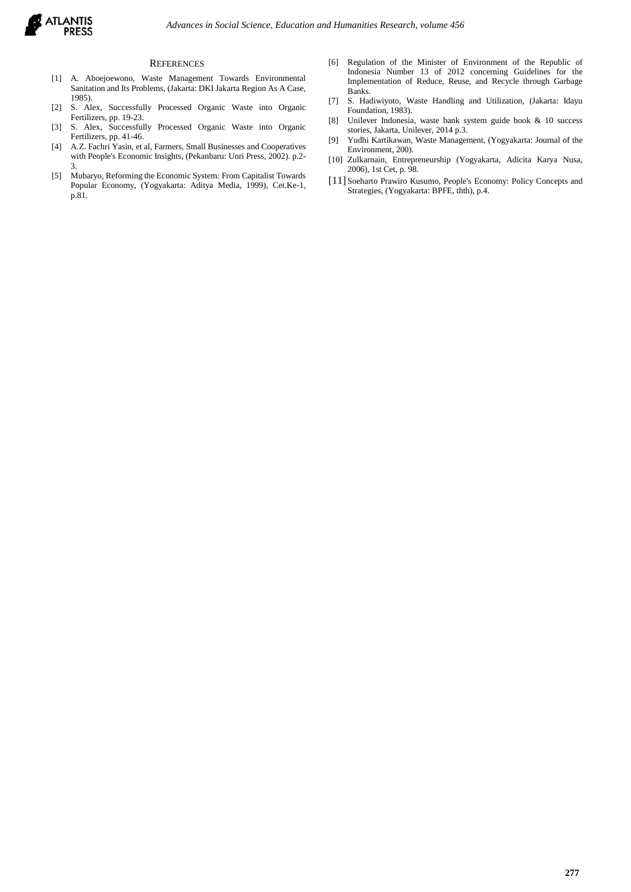## REFERENCES

[1] A. Aboejoewono, Waste Management Towards Environmental Sanitation and Its Problems, (Jakarta: DKI Jakarta Region As A Case, 1985).

[2] S. Alex, Successfully Processed Organic Waste into Organic Fertilizers, pp. 19-23.

[3] S. Alex, Successfully Processed Organic Waste into Organic Fertilizers, pp. 41-46.

[4] A.Z. Fachri Yasin, et al, Farmers, Small Businesses and Cooperatives with People's Economic Insights, (Pekanbaru: Unri Press, 2002). p.2-3.

[5] Mubaryo, Reforming the Economic System: From Capitalist Towards Popular Economy, (Yogyakarta: Aditya Media, 1999), Cet.Ke-1, p.81.

[6] Regulation of the Minister of Environment of the Republic of Indonesia Number 13 of 2012 concerning Guidelines for the Implementation of Reduce, Reuse, and Recycle through Garbage Banks.

[7] S. Hadiwiyoto, Waste Handling and Utilization, (Jakarta: Idayu Foundation, 1983).

[8] Unilever Indonesia, waste bank system guide book & 10 success stories, Jakarta, Unilever, 2014 p.3.

[9] Yudhi Kartikawan, Waste Management, (Yogyakarta: Journal of the Environment, 200).

[10] Zulkarnain, Entrepreneurship (Yogyakarta, Adicita Karya Nusa, 2006), 1st Cet, p. 98.

[11] Soeharto Prawiro Kusumo, People's Economy: Policy Concepts and Strategies, (Yogyakarta: BPFE, thth), p.4.